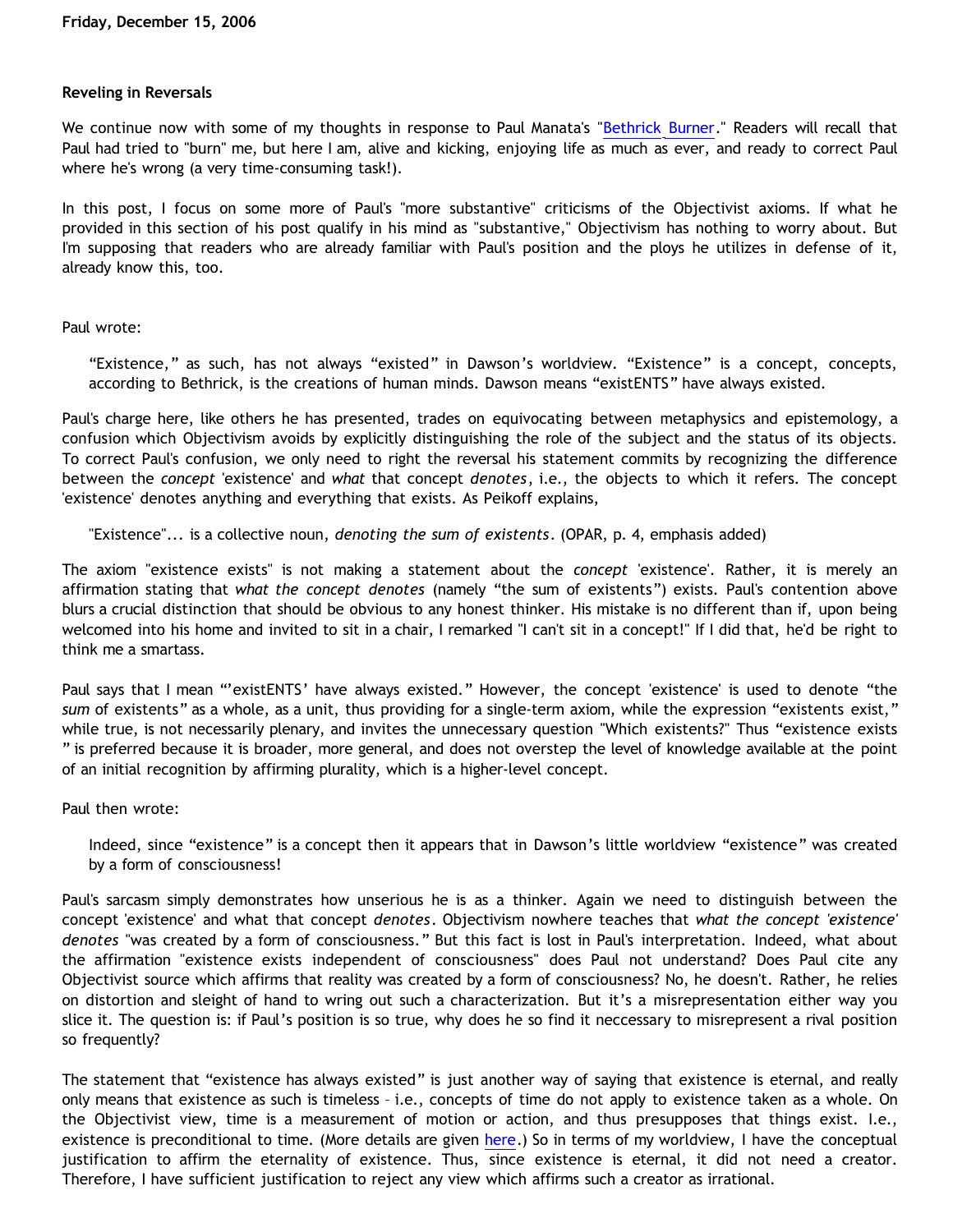**Friday, December 15, 2006**

**Reveling in Reversals**

We continue now with some of my thoughts in response to Paul Manata's "Bethrick Burner." Readers will recall that Paul had tried to "burn" me, but here I am, alive and kicking, enjoying life as much as ever, and ready to correct Paul where he's wrong (a very time-consuming task!).

In this post, I focus on some more of Paul's "more substantive" criticisms of the Objectivist axioms. If what he provided in this section of his post qualify in his mind as "substantive," Objectivism has nothing to worry about. But I'm supposing that readers who are already familiar with Paul's position and the ploys he utilizes in defense of it, already know this, too.

Paul wrote:

> "Existence," as such, has not always "existed" in Dawson's worldview. "Existence" is a concept, concepts, according to Bethrick, is the creations of human minds. Dawson means "existENTS" have always existed.

Paul's charge here, like others he has presented, trades on equivocating between metaphysics and epistemology, a confusion which Objectivism avoids by explicitly distinguishing the role of the subject and the status of its objects. To correct Paul's confusion, we only need to right the reversal his statement commits by recognizing the difference between the *concept* 'existence' and *what* that concept *denotes*, i.e., the objects to which it refers. The concept 'existence' denotes anything and everything that exists. As Peikoff explains,

> "Existence"... is a collective noun, *denoting the sum of existents*. (OPAR, p. 4, emphasis added)

The axiom "existence exists" is not making a statement about the *concept* 'existence'. Rather, it is merely an affirmation stating that *what the concept denotes* (namely "the sum of existents") exists. Paul's contention above blurs a crucial distinction that should be obvious to any honest thinker. His mistake is no different than if, upon being welcomed into his home and invited to sit in a chair, I remarked "I can't sit in a concept!" If I did that, he'd be right to think me a smartass.

Paul says that I mean "'existENTS' have always existed." However, the concept 'existence' is used to denote "the *sum* of existents" as a whole, as a unit, thus providing for a single-term axiom, while the expression "existents exist," while true, is not necessarily plenary, and invites the unnecessary question "Which existents?" Thus "existence exists" is preferred because it is broader, more general, and does not overstep the level of knowledge available at the point of an initial recognition by affirming plurality, which is a higher-level concept.

Paul then wrote:

> Indeed, since "existence" is a concept then it appears that in Dawson's little worldview "existence" was created by a form of consciousness!

Paul's sarcasm simply demonstrates how unserious he is as a thinker. Again we need to distinguish between the concept 'existence' and what that concept *denotes*. Objectivism nowhere teaches that *what the concept 'existence' denotes* "was created by a form of consciousness." But this fact is lost in Paul's interpretation. Indeed, what about the affirmation "existence exists independent of consciousness" does Paul not understand? Does Paul cite any Objectivist source which affirms that reality was created by a form of consciousness? No, he doesn't. Rather, he relies on distortion and sleight of hand to wring out such a characterization. But it's a misrepresentation either way you slice it. The question is: if Paul's position is so true, why does he so find it neccessary to misrepresent a rival position so frequently?

The statement that "existence has always existed" is just another way of saying that existence is eternal, and really only means that existence as such is timeless – i.e., concepts of time do not apply to existence taken as a whole. On the Objectivist view, time is a measurement of motion or action, and thus presupposes that things exist. I.e., existence is preconditional to time. (More details are given here.) So in terms of my worldview, I have the conceptual justification to affirm the eternality of existence. Thus, since existence is eternal, it did not need a creator. Therefore, I have sufficient justification to reject any view which affirms such a creator as irrational.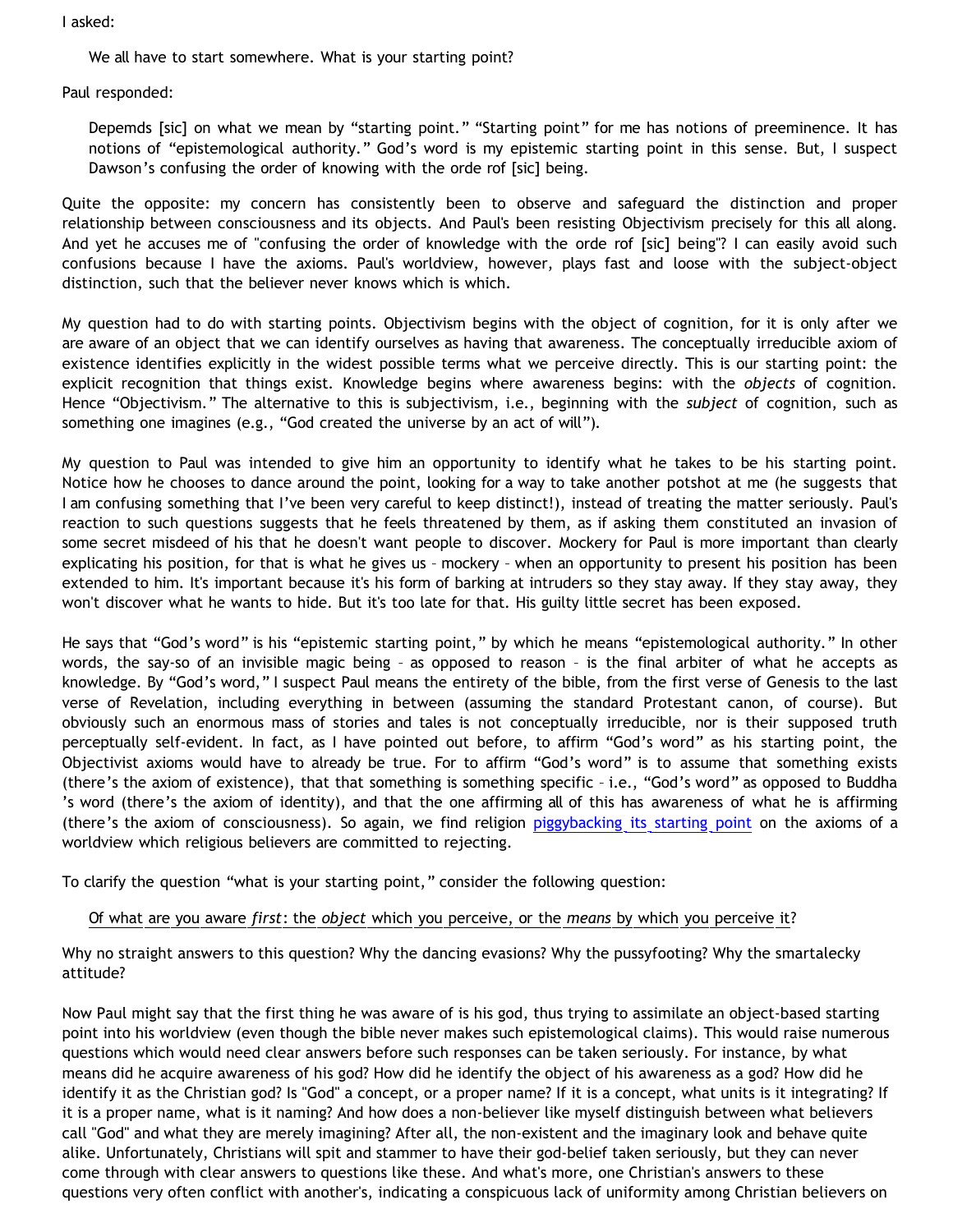I asked:

> We all have to start somewhere. What is your starting point?

Paul responded:

> Depemds [sic] on what we mean by "starting point." "Starting point" for me has notions of preeminence. It has notions of "epistemological authority." God's word is my epistemic starting point in this sense. But, I suspect Dawson's confusing the order of knowing with the orde rof [sic] being.

Quite the opposite: my concern has consistently been to observe and safeguard the distinction and proper relationship between consciousness and its objects. And Paul's been resisting Objectivism precisely for this all along. And yet he accuses me of "confusing the order of knowledge with the orde rof [sic] being"? I can easily avoid such confusions because I have the axioms. Paul's worldview, however, plays fast and loose with the subject-object distinction, such that the believer never knows which is which.

My question had to do with starting points. Objectivism begins with the object of cognition, for it is only after we are aware of an object that we can identify ourselves as having that awareness. The conceptually irreducible axiom of existence identifies explicitly in the widest possible terms what we perceive directly. This is our starting point: the explicit recognition that things exist. Knowledge begins where awareness begins: with the *objects* of cognition. Hence "Objectivism." The alternative to this is subjectivism, i.e., beginning with the *subject* of cognition, such as something one imagines (e.g., "God created the universe by an act of will").

My question to Paul was intended to give him an opportunity to identify what he takes to be his starting point. Notice how he chooses to dance around the point, looking for a way to take another potshot at me (he suggests that I am confusing something that I've been very careful to keep distinct!), instead of treating the matter seriously. Paul's reaction to such questions suggests that he feels threatened by them, as if asking them constituted an invasion of some secret misdeed of his that he doesn't want people to discover. Mockery for Paul is more important than clearly explicating his position, for that is what he gives us – mockery – when an opportunity to present his position has been extended to him. It's important because it's his form of barking at intruders so they stay away. If they stay away, they won't discover what he wants to hide. But it's too late for that. His guilty little secret has been exposed.

He says that "God's word" is his "epistemic starting point," by which he means "epistemological authority." In other words, the say-so of an invisible magic being – as opposed to reason – is the final arbiter of what he accepts as knowledge. By "God's word," I suspect Paul means the entirety of the bible, from the first verse of Genesis to the last verse of Revelation, including everything in between (assuming the standard Protestant canon, of course). But obviously such an enormous mass of stories and tales is not conceptually irreducible, nor is their supposed truth perceptually self-evident. In fact, as I have pointed out before, to affirm "God's word" as his starting point, the Objectivist axioms would have to already be true. For to affirm "God's word" is to assume that something exists (there's the axiom of existence), that that something is something specific – i.e., "God's word" as opposed to Buddha's word (there's the axiom of identity), and that the one affirming all of this has awareness of what he is affirming (there's the axiom of consciousness). So again, we find religion piggybacking its starting point on the axioms of a worldview which religious believers are committed to rejecting.

To clarify the question "what is your starting point," consider the following question:

> Of what are you aware *first*: the *object* which you perceive, or the *means* by which you perceive it?

Why no straight answers to this question? Why the dancing evasions? Why the pussyfooting? Why the smartalecky attitude?

Now Paul might say that the first thing he was aware of is his god, thus trying to assimilate an object-based starting point into his worldview (even though the bible never makes such epistemological claims). This would raise numerous questions which would need clear answers before such responses can be taken seriously. For instance, by what means did he acquire awareness of his god? How did he identify the object of his awareness as a god? How did he identify it as the Christian god? Is "God" a concept, or a proper name? If it is a concept, what units is it integrating? If it is a proper name, what is it naming? And how does a non-believer like myself distinguish between what believers call "God" and what they are merely imagining? After all, the non-existent and the imaginary look and behave quite alike. Unfortunately, Christians will spit and stammer to have their god-belief taken seriously, but they can never come through with clear answers to questions like these. And what's more, one Christian's answers to these questions very often conflict with another's, indicating a conspicuous lack of uniformity among Christian believers on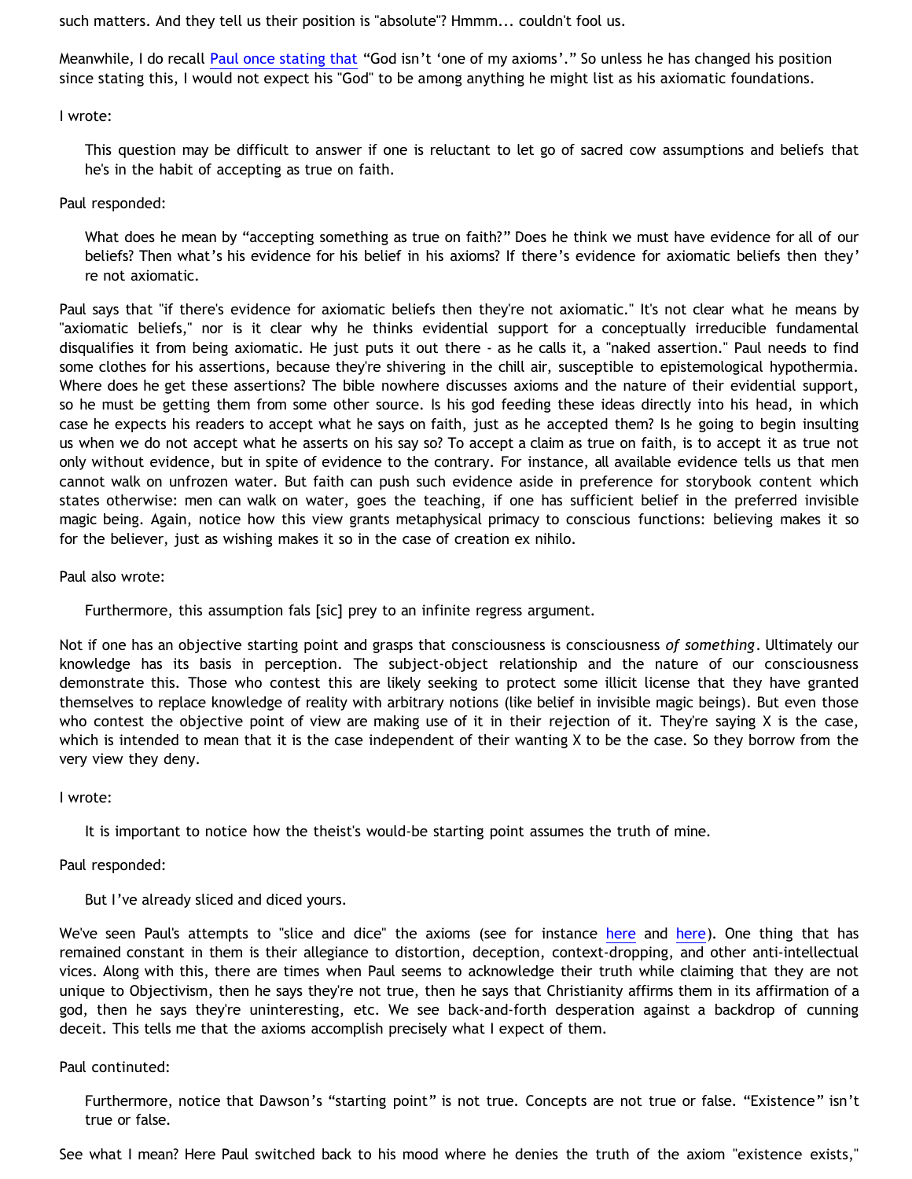such matters. And they tell us their position is "absolute"? Hmmm... couldn't fool us.

Meanwhile, I do recall Paul once stating that "God isn't 'one of my axioms'." So unless he has changed his position since stating this, I would not expect his "God" to be among anything he might list as his axiomatic foundations.

I wrote:

> This question may be difficult to answer if one is reluctant to let go of sacred cow assumptions and beliefs that he's in the habit of accepting as true on faith.

Paul responded:

> What does he mean by "accepting something as true on faith?" Does he think we must have evidence for all of our beliefs? Then what's his evidence for his belief in his axioms? If there's evidence for axiomatic beliefs then they're not axiomatic.

Paul says that "if there's evidence for axiomatic beliefs then they're not axiomatic." It's not clear what he means by "axiomatic beliefs," nor is it clear why he thinks evidential support for a conceptually irreducible fundamental disqualifies it from being axiomatic. He just puts it out there - as he calls it, a "naked assertion." Paul needs to find some clothes for his assertions, because they're shivering in the chill air, susceptible to epistemological hypothermia. Where does he get these assertions? The bible nowhere discusses axioms and the nature of their evidential support, so he must be getting them from some other source. Is his god feeding these ideas directly into his head, in which case he expects his readers to accept what he says on faith, just as he accepted them? Is he going to begin insulting us when we do not accept what he asserts on his say so? To accept a claim as true on faith, is to accept it as true not only without evidence, but in spite of evidence to the contrary. For instance, all available evidence tells us that men cannot walk on unfrozen water. But faith can push such evidence aside in preference for storybook content which states otherwise: men can walk on water, goes the teaching, if one has sufficient belief in the preferred invisible magic being. Again, notice how this view grants metaphysical primacy to conscious functions: believing makes it so for the believer, just as wishing makes it so in the case of creation ex nihilo.

Paul also wrote:

> Furthermore, this assumption fals [sic] prey to an infinite regress argument.

Not if one has an objective starting point and grasps that consciousness is consciousness *of something*. Ultimately our knowledge has its basis in perception. The subject-object relationship and the nature of our consciousness demonstrate this. Those who contest this are likely seeking to protect some illicit license that they have granted themselves to replace knowledge of reality with arbitrary notions (like belief in invisible magic beings). But even those who contest the objective point of view are making use of it in their rejection of it. They're saying X is the case, which is intended to mean that it is the case independent of their wanting X to be the case. So they borrow from the very view they deny.

I wrote:

> It is important to notice how the theist's would-be starting point assumes the truth of mine.

Paul responded:

> But I've already sliced and diced yours.

We've seen Paul's attempts to "slice and dice" the axioms (see for instance here and here). One thing that has remained constant in them is their allegiance to distortion, deception, context-dropping, and other anti-intellectual vices. Along with this, there are times when Paul seems to acknowledge their truth while claiming that they are not unique to Objectivism, then he says they're not true, then he says that Christianity affirms them in its affirmation of a god, then he says they're uninteresting, etc. We see back-and-forth desperation against a backdrop of cunning deceit. This tells me that the axioms accomplish precisely what I expect of them.

Paul continued:

> Furthermore, notice that Dawson's "starting point" is not true. Concepts are not true or false. "Existence" isn't true or false.

See what I mean? Here Paul switched back to his mood where he denies the truth of the axiom "existence exists,"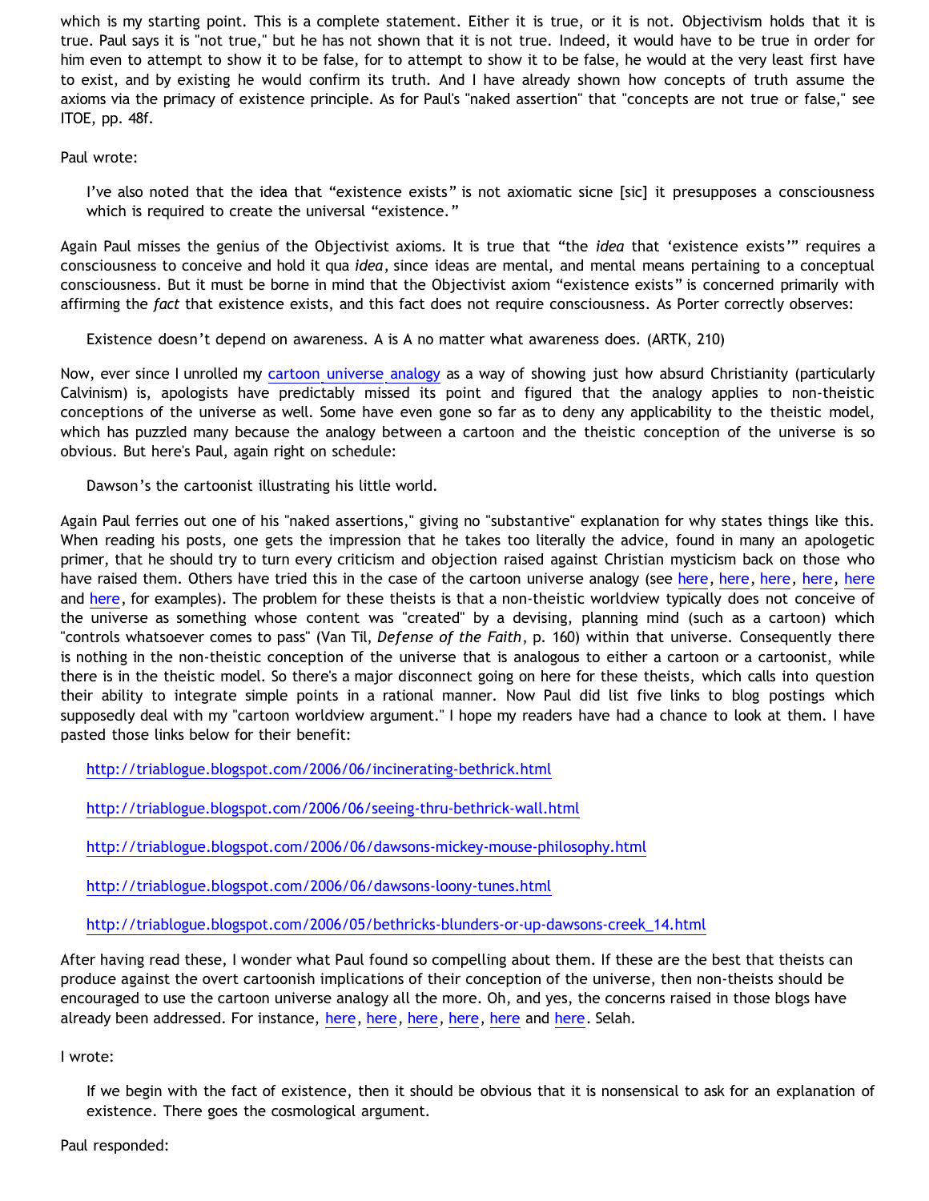which is my starting point. This is a complete statement. Either it is true, or it is not. Objectivism holds that it is true. Paul says it is "not true," but he has not shown that it is not true. Indeed, it would have to be true in order for him even to attempt to show it to be false, for to attempt to show it to be false, he would at the very least first have to exist, and by existing he would confirm its truth. And I have already shown how concepts of truth assume the axioms via the primacy of existence principle. As for Paul's "naked assertion" that "concepts are not true or false," see ITOE, pp. 48f.

Paul wrote:

> I've also noted that the idea that "existence exists" is not axiomatic sicne [sic] it presupposes a consciousness which is required to create the universal "existence."

Again Paul misses the genius of the Objectivist axioms. It is true that "the *idea* that 'existence exists'" requires a consciousness to conceive and hold it qua *idea*, since ideas are mental, and mental means pertaining to a conceptual consciousness. But it must be borne in mind that the Objectivist axiom "existence exists" is concerned primarily with affirming the *fact* that existence exists, and this fact does not require consciousness. As Porter correctly observes:

> Existence doesn't depend on awareness. A is A no matter what awareness does. (ARTK, 210)

Now, ever since I unrolled my cartoon universe analogy as a way of showing just how absurd Christianity (particularly Calvinism) is, apologists have predictably missed its point and figured that the analogy applies to non-theistic conceptions of the universe as well. Some have even gone so far as to deny any applicability to the theistic model, which has puzzled many because the analogy between a cartoon and the theistic conception of the universe is so obvious. But here's Paul, again right on schedule:

> Dawson's the cartoonist illustrating his little world.

Again Paul ferries out one of his "naked assertions," giving no "substantive" explanation for why states things like this. When reading his posts, one gets the impression that he takes too literally the advice, found in many an apologetic primer, that he should try to turn every criticism and objection raised against Christian mysticism back on those who have raised them. Others have tried this in the case of the cartoon universe analogy (see here, here, here, here, here and here, for examples). The problem for these theists is that a non-theistic worldview typically does not conceive of the universe as something whose content was "created" by a devising, planning mind (such as a cartoon) which "controls whatsoever comes to pass" (Van Til, *Defense of the Faith*, p. 160) within that universe. Consequently there is nothing in the non-theistic conception of the universe that is analogous to either a cartoon or a cartoonist, while there is in the theistic model. So there's a major disconnect going on here for these theists, which calls into question their ability to integrate simple points in a rational manner. Now Paul did list five links to blog postings which supposedly deal with my "cartoon worldview argument." I hope my readers have had a chance to look at them. I have pasted those links below for their benefit:

> http://triablogue.blogspot.com/2006/06/incinerating-bethrick.html
>
> http://triablogue.blogspot.com/2006/06/seeing-thru-bethrick-wall.html
>
> http://triablogue.blogspot.com/2006/06/dawsons-mickey-mouse-philosophy.html
>
> http://triablogue.blogspot.com/2006/06/dawsons-loony-tunes.html
>
> http://triablogue.blogspot.com/2006/05/bethricks-blunders-or-up-dawsons-creek_14.html

After having read these, I wonder what Paul found so compelling about them. If these are the best that theists can produce against the overt cartoonish implications of their conception of the universe, then non-theists should be encouraged to use the cartoon universe analogy all the more. Oh, and yes, the concerns raised in those blogs have already been addressed. For instance, here, here, here, here, here and here. Selah.

I wrote:

> If we begin with the fact of existence, then it should be obvious that it is nonsensical to ask for an explanation of existence. There goes the cosmological argument.

Paul responded: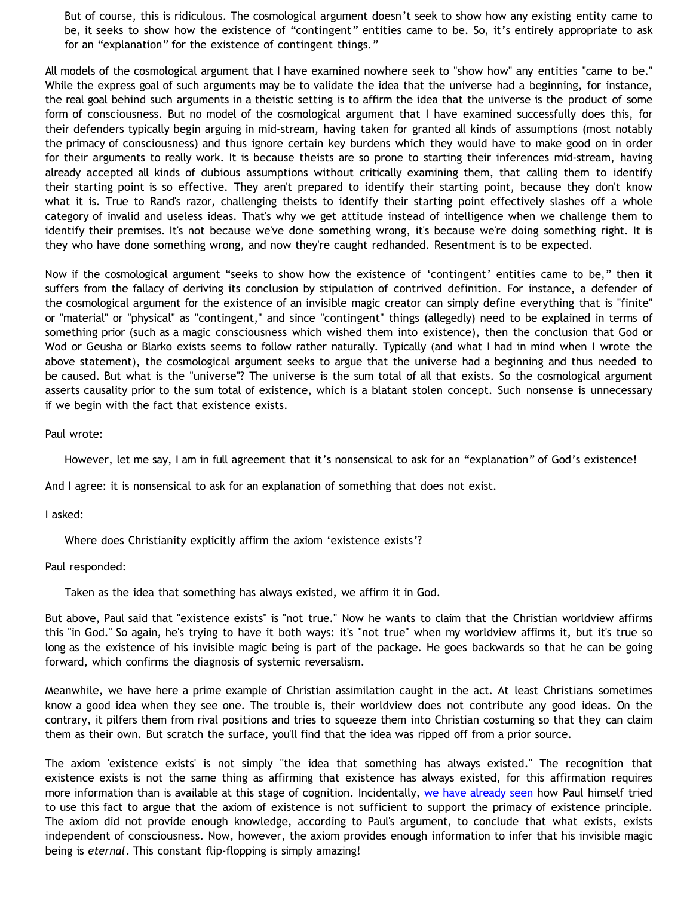> But of course, this is ridiculous. The cosmological argument doesn't seek to show how any existing entity came to be, it seeks to show how the existence of "contingent" entities came to be. So, it's entirely appropriate to ask for an "explanation" for the existence of contingent things."

All models of the cosmological argument that I have examined nowhere seek to "show how" any entities "came to be." While the express goal of such arguments may be to validate the idea that the universe had a beginning, for instance, the real goal behind such arguments in a theistic setting is to affirm the idea that the universe is the product of some form of consciousness. But no model of the cosmological argument that I have examined successfully does this, for their defenders typically begin arguing in mid-stream, having taken for granted all kinds of assumptions (most notably the primacy of consciousness) and thus ignore certain key burdens which they would have to make good on in order for their arguments to really work. It is because theists are so prone to starting their inferences mid-stream, having already accepted all kinds of dubious assumptions without critically examining them, that calling them to identify their starting point is so effective. They aren't prepared to identify their starting point, because they don't know what it is. True to Rand's razor, challenging theists to identify their starting point effectively slashes off a whole category of invalid and useless ideas. That's why we get attitude instead of intelligence when we challenge them to identify their premises. It's not because we've done something wrong, it's because we're doing something right. It is they who have done something wrong, and now they're caught redhanded. Resentment is to be expected.

Now if the cosmological argument "seeks to show how the existence of 'contingent' entities came to be," then it suffers from the fallacy of deriving its conclusion by stipulation of contrived definition. For instance, a defender of the cosmological argument for the existence of an invisible magic creator can simply define everything that is "finite" or "material" or "physical" as "contingent," and since "contingent" things (allegedly) need to be explained in terms of something prior (such as a magic consciousness which wished them into existence), then the conclusion that God or Wod or Geusha or Blarko exists seems to follow rather naturally. Typically (and what I had in mind when I wrote the above statement), the cosmological argument seeks to argue that the universe had a beginning and thus needed to be caused. But what is the "universe"? The universe is the sum total of all that exists. So the cosmological argument asserts causality prior to the sum total of existence, which is a blatant stolen concept. Such nonsense is unnecessary if we begin with the fact that existence exists.

Paul wrote:

> However, let me say, I am in full agreement that it's nonsensical to ask for an "explanation" of God's existence!

And I agree: it is nonsensical to ask for an explanation of something that does not exist.

I asked:

> Where does Christianity explicitly affirm the axiom 'existence exists'?

Paul responded:

> Taken as the idea that something has always existed, we affirm it in God.

But above, Paul said that "existence exists" is "not true." Now he wants to claim that the Christian worldview affirms this "in God." So again, he's trying to have it both ways: it's "not true" when my worldview affirms it, but it's true so long as the existence of his invisible magic being is part of the package. He goes backwards so that he can be going forward, which confirms the diagnosis of systemic reversalism.

Meanwhile, we have here a prime example of Christian assimilation caught in the act. At least Christians sometimes know a good idea when they see one. The trouble is, their worldview does not contribute any good ideas. On the contrary, it pilfers them from rival positions and tries to squeeze them into Christian costuming so that they can claim them as their own. But scratch the surface, you'll find that the idea was ripped off from a prior source.

The axiom 'existence exists' is not simply "the idea that something has always existed." The recognition that existence exists is not the same thing as affirming that existence has always existed, for this affirmation requires more information than is available at this stage of cognition. Incidentally, we have already seen how Paul himself tried to use this fact to argue that the axiom of existence is not sufficient to support the primacy of existence principle. The axiom did not provide enough knowledge, according to Paul's argument, to conclude that what exists, exists independent of consciousness. Now, however, the axiom provides enough information to infer that his invisible magic being is *eternal*. This constant flip-flopping is simply amazing!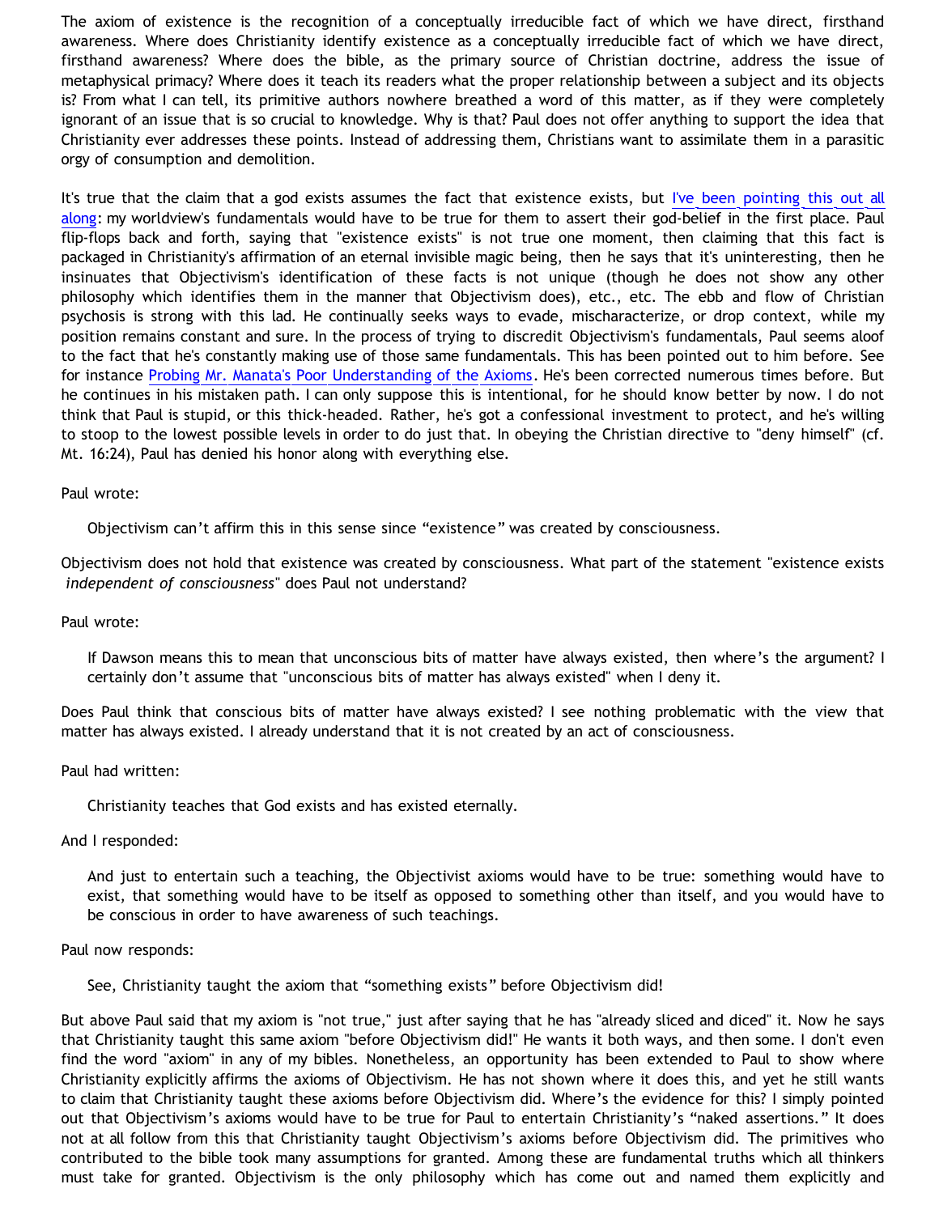The axiom of existence is the recognition of a conceptually irreducible fact of which we have direct, firsthand awareness. Where does Christianity identify existence as a conceptually irreducible fact of which we have direct, firsthand awareness? Where does the bible, as the primary source of Christian doctrine, address the issue of metaphysical primacy? Where does it teach its readers what the proper relationship between a subject and its objects is? From what I can tell, its primitive authors nowhere breathed a word of this matter, as if they were completely ignorant of an issue that is so crucial to knowledge. Why is that? Paul does not offer anything to support the idea that Christianity ever addresses these points. Instead of addressing them, Christians want to assimilate them in a parasitic orgy of consumption and demolition.

It's true that the claim that a god exists assumes the fact that existence exists, but I've been pointing this out all along: my worldview's fundamentals would have to be true for them to assert their god-belief in the first place. Paul flip-flops back and forth, saying that "existence exists" is not true one moment, then claiming that this fact is packaged in Christianity's affirmation of an eternal invisible magic being, then he says that it's uninteresting, then he insinuates that Objectivism's identification of these facts is not unique (though he does not show any other philosophy which identifies them in the manner that Objectivism does), etc., etc. The ebb and flow of Christian psychosis is strong with this lad. He continually seeks ways to evade, mischaracterize, or drop context, while my position remains constant and sure. In the process of trying to discredit Objectivism's fundamentals, Paul seems aloof to the fact that he's constantly making use of those same fundamentals. This has been pointed out to him before. See for instance Probing Mr. Manata's Poor Understanding of the Axioms. He's been corrected numerous times before. But he continues in his mistaken path. I can only suppose this is intentional, for he should know better by now. I do not think that Paul is stupid, or this thick-headed. Rather, he's got a confessional investment to protect, and he's willing to stoop to the lowest possible levels in order to do just that. In obeying the Christian directive to "deny himself" (cf. Mt. 16:24), Paul has denied his honor along with everything else.

Paul wrote:

> Objectivism can't affirm this in this sense since "existence" was created by consciousness.

Objectivism does not hold that existence was created by consciousness. What part of the statement "existence exists *independent of consciousness*" does Paul not understand?

Paul wrote:

> If Dawson means this to mean that unconscious bits of matter have always existed, then where's the argument? I certainly don't assume that "unconscious bits of matter has always existed" when I deny it.

Does Paul think that conscious bits of matter have always existed? I see nothing problematic with the view that matter has always existed. I already understand that it is not created by an act of consciousness.

Paul had written:

> Christianity teaches that God exists and has existed eternally.

And I responded:

> And just to entertain such a teaching, the Objectivist axioms would have to be true: something would have to exist, that something would have to be itself as opposed to something other than itself, and you would have to be conscious in order to have awareness of such teachings.

Paul now responds:

> See, Christianity taught the axiom that "something exists" before Objectivism did!

But above Paul said that my axiom is "not true," just after saying that he has "already sliced and diced" it. Now he says that Christianity taught this same axiom "before Objectivism did!" He wants it both ways, and then some. I don't even find the word "axiom" in any of my bibles. Nonetheless, an opportunity has been extended to Paul to show where Christianity explicitly affirms the axioms of Objectivism. He has not shown where it does this, and yet he still wants to claim that Christianity taught these axioms before Objectivism did. Where's the evidence for this? I simply pointed out that Objectivism's axioms would have to be true for Paul to entertain Christianity's "naked assertions." It does not at all follow from this that Christianity taught Objectivism's axioms before Objectivism did. The primitives who contributed to the bible took many assumptions for granted. Among these are fundamental truths which all thinkers must take for granted. Objectivism is the only philosophy which has come out and named them explicitly and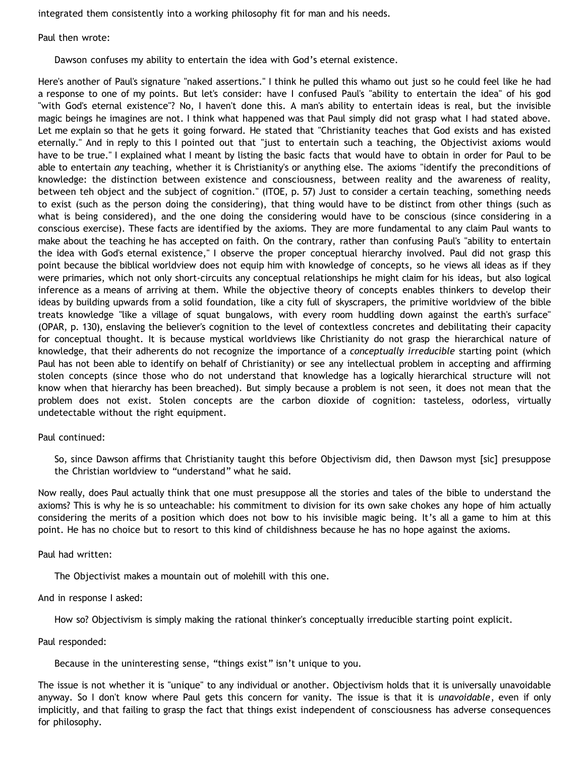integrated them consistently into a working philosophy fit for man and his needs.

Paul then wrote:

> Dawson confuses my ability to entertain the idea with God's eternal existence.

Here's another of Paul's signature "naked assertions." I think he pulled this whamo out just so he could feel like he had a response to one of my points. But let's consider: have I confused Paul's "ability to entertain the idea" of his god "with God's eternal existence"? No, I haven't done this. A man's ability to entertain ideas is real, but the invisible magic beings he imagines are not. I think what happened was that Paul simply did not grasp what I had stated above. Let me explain so that he gets it going forward. He stated that "Christianity teaches that God exists and has existed eternally." And in reply to this I pointed out that "just to entertain such a teaching, the Objectivist axioms would have to be true." I explained what I meant by listing the basic facts that would have to obtain in order for Paul to be able to entertain *any* teaching, whether it is Christianity's or anything else. The axioms "identify the preconditions of knowledge: the distinction between existence and consciousness, between reality and the awareness of reality, between teh object and the subject of cognition." (ITOE, p. 57) Just to consider a certain teaching, something needs to exist (such as the person doing the considering), that thing would have to be distinct from other things (such as what is being considered), and the one doing the considering would have to be conscious (since considering in a conscious exercise). These facts are identified by the axioms. They are more fundamental to any claim Paul wants to make about the teaching he has accepted on faith. On the contrary, rather than confusing Paul's "ability to entertain the idea with God's eternal existence," I observe the proper conceptual hierarchy involved. Paul did not grasp this point because the biblical worldview does not equip him with knowledge of concepts, so he views all ideas as if they were primaries, which not only short-circuits any conceptual relationships he might claim for his ideas, but also logical inference as a means of arriving at them. While the objective theory of concepts enables thinkers to develop their ideas by building upwards from a solid foundation, like a city full of skyscrapers, the primitive worldview of the bible treats knowledge "like a village of squat bungalows, with every room huddling down against the earth's surface" (OPAR, p. 130), enslaving the believer's cognition to the level of contextless concretes and debilitating their capacity for conceptual thought. It is because mystical worldviews like Christianity do not grasp the hierarchical nature of knowledge, that their adherents do not recognize the importance of a *conceptually irreducible* starting point (which Paul has not been able to identify on behalf of Christianity) or see any intellectual problem in accepting and affirming stolen concepts (since those who do not understand that knowledge has a logically hierarchical structure will not know when that hierarchy has been breached). But simply because a problem is not seen, it does not mean that the problem does not exist. Stolen concepts are the carbon dioxide of cognition: tasteless, odorless, virtually undetectable without the right equipment.

Paul continued:

> So, since Dawson affirms that Christianity taught this before Objectivism did, then Dawson myst [sic] presuppose the Christian worldview to "understand" what he said.

Now really, does Paul actually think that one must presuppose all the stories and tales of the bible to understand the axioms? This is why he is so unteachable: his commitment to division for its own sake chokes any hope of him actually considering the merits of a position which does not bow to his invisible magic being. It's all a game to him at this point. He has no choice but to resort to this kind of childishness because he has no hope against the axioms.

Paul had written:

> The Objectivist makes a mountain out of molehill with this one.

And in response I asked:

> How so? Objectivism is simply making the rational thinker's conceptually irreducible starting point explicit.

Paul responded:

> Because in the uninteresting sense, "things exist" isn't unique to you.

The issue is not whether it is "unique" to any individual or another. Objectivism holds that it is universally unavoidable anyway. So I don't know where Paul gets this concern for vanity. The issue is that it is *unavoidable*, even if only implicitly, and that failing to grasp the fact that things exist independent of consciousness has adverse consequences for philosophy.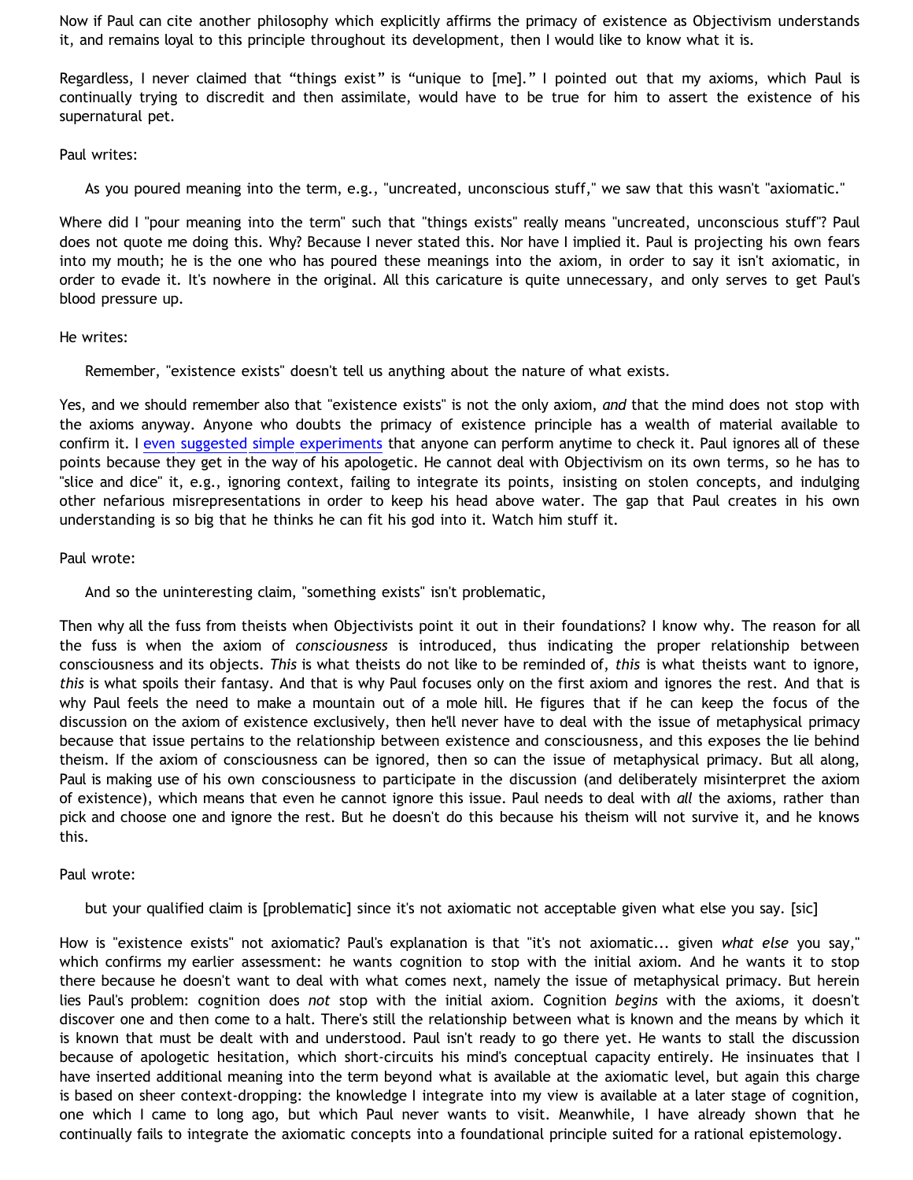Now if Paul can cite another philosophy which explicitly affirms the primacy of existence as Objectivism understands it, and remains loyal to this principle throughout its development, then I would like to know what it is.

Regardless, I never claimed that "things exist" is "unique to [me]." I pointed out that my axioms, which Paul is continually trying to discredit and then assimilate, would have to be true for him to assert the existence of his supernatural pet.

Paul writes:

> As you poured meaning into the term, e.g., "uncreated, unconscious stuff," we saw that this wasn't "axiomatic."

Where did I "pour meaning into the term" such that "things exists" really means "uncreated, unconscious stuff"? Paul does not quote me doing this. Why? Because I never stated this. Nor have I implied it. Paul is projecting his own fears into my mouth; he is the one who has poured these meanings into the axiom, in order to say it isn't axiomatic, in order to evade it. It's nowhere in the original. All this caricature is quite unnecessary, and only serves to get Paul's blood pressure up.

He writes:

> Remember, "existence exists" doesn't tell us anything about the nature of what exists.

Yes, and we should remember also that "existence exists" is not the only axiom, *and* that the mind does not stop with the axioms anyway. Anyone who doubts the primacy of existence principle has a wealth of material available to confirm it. I even suggested simple experiments that anyone can perform anytime to check it. Paul ignores all of these points because they get in the way of his apologetic. He cannot deal with Objectivism on its own terms, so he has to "slice and dice" it, e.g., ignoring context, failing to integrate its points, insisting on stolen concepts, and indulging other nefarious misrepresentations in order to keep his head above water. The gap that Paul creates in his own understanding is so big that he thinks he can fit his god into it. Watch him stuff it.

Paul wrote:

> And so the uninteresting claim, "something exists" isn't problematic,

Then why all the fuss from theists when Objectivists point it out in their foundations? I know why. The reason for all the fuss is when the axiom of *consciousness* is introduced, thus indicating the proper relationship between consciousness and its objects. *This* is what theists do not like to be reminded of, *this* is what theists want to ignore, *this* is what spoils their fantasy. And that is why Paul focuses only on the first axiom and ignores the rest. And that is why Paul feels the need to make a mountain out of a mole hill. He figures that if he can keep the focus of the discussion on the axiom of existence exclusively, then he'll never have to deal with the issue of metaphysical primacy because that issue pertains to the relationship between existence and consciousness, and this exposes the lie behind theism. If the axiom of consciousness can be ignored, then so can the issue of metaphysical primacy. But all along, Paul is making use of his own consciousness to participate in the discussion (and deliberately misinterpret the axiom of existence), which means that even he cannot ignore this issue. Paul needs to deal with *all* the axioms, rather than pick and choose one and ignore the rest. But he doesn't do this because his theism will not survive it, and he knows this.

Paul wrote:

> but your qualified claim is [problematic] since it's not axiomatic not acceptable given what else you say. [sic]

How is "existence exists" not axiomatic? Paul's explanation is that "it's not axiomatic... given *what else* you say," which confirms my earlier assessment: he wants cognition to stop with the initial axiom. And he wants it to stop there because he doesn't want to deal with what comes next, namely the issue of metaphysical primacy. But herein lies Paul's problem: cognition does *not* stop with the initial axiom. Cognition *begins* with the axioms, it doesn't discover one and then come to a halt. There's still the relationship between what is known and the means by which it is known that must be dealt with and understood. Paul isn't ready to go there yet. He wants to stall the discussion because of apologetic hesitation, which short-circuits his mind's conceptual capacity entirely. He insinuates that I have inserted additional meaning into the term beyond what is available at the axiomatic level, but again this charge is based on sheer context-dropping: the knowledge I integrate into my view is available at a later stage of cognition, one which I came to long ago, but which Paul never wants to visit. Meanwhile, I have already shown that he continually fails to integrate the axiomatic concepts into a foundational principle suited for a rational epistemology.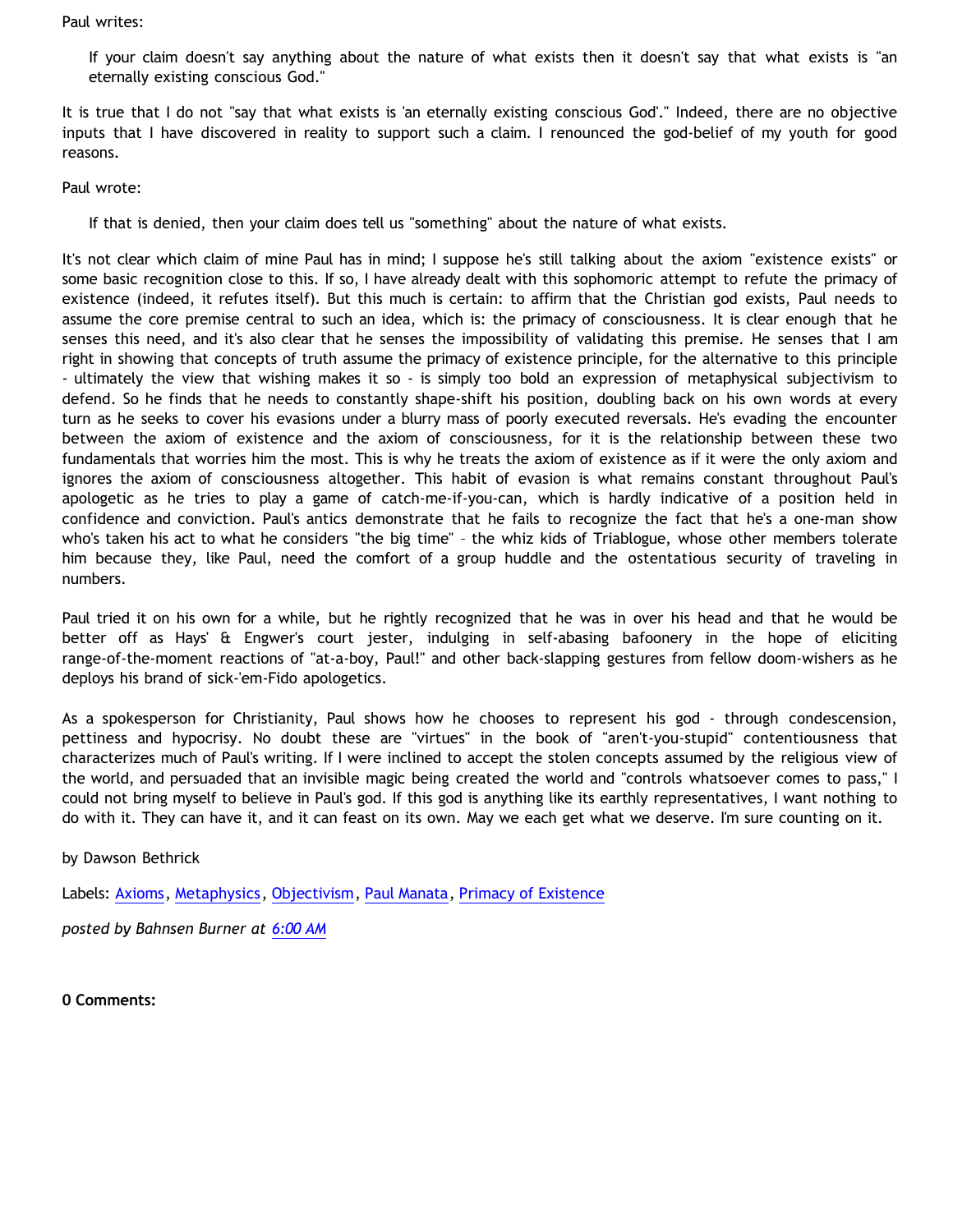Paul writes:

> If your claim doesn't say anything about the nature of what exists then it doesn't say that what exists is "an eternally existing conscious God."

It is true that I do not "say that what exists is 'an eternally existing conscious God'." Indeed, there are no objective inputs that I have discovered in reality to support such a claim. I renounced the god-belief of my youth for good reasons.

Paul wrote:

> If that is denied, then your claim does tell us "something" about the nature of what exists.

It's not clear which claim of mine Paul has in mind; I suppose he's still talking about the axiom "existence exists" or some basic recognition close to this. If so, I have already dealt with this sophomoric attempt to refute the primacy of existence (indeed, it refutes itself). But this much is certain: to affirm that the Christian god exists, Paul needs to assume the core premise central to such an idea, which is: the primacy of consciousness. It is clear enough that he senses this need, and it's also clear that he senses the impossibility of validating this premise. He senses that I am right in showing that concepts of truth assume the primacy of existence principle, for the alternative to this principle - ultimately the view that wishing makes it so - is simply too bold an expression of metaphysical subjectivism to defend. So he finds that he needs to constantly shape-shift his position, doubling back on his own words at every turn as he seeks to cover his evasions under a blurry mass of poorly executed reversals. He's evading the encounter between the axiom of existence and the axiom of consciousness, for it is the relationship between these two fundamentals that worries him the most. This is why he treats the axiom of existence as if it were the only axiom and ignores the axiom of consciousness altogether. This habit of evasion is what remains constant throughout Paul's apologetic as he tries to play a game of catch-me-if-you-can, which is hardly indicative of a position held in confidence and conviction. Paul's antics demonstrate that he fails to recognize the fact that he's a one-man show who's taken his act to what he considers "the big time" – the whiz kids of Triablogue, whose other members tolerate him because they, like Paul, need the comfort of a group huddle and the ostentatious security of traveling in numbers.

Paul tried it on his own for a while, but he rightly recognized that he was in over his head and that he would be better off as Hays' & Engwer's court jester, indulging in self-abasing bafoonery in the hope of eliciting range-of-the-moment reactions of "at-a-boy, Paul!" and other back-slapping gestures from fellow doom-wishers as he deploys his brand of sick-'em-Fido apologetics.

As a spokesperson for Christianity, Paul shows how he chooses to represent his god - through condescension, pettiness and hypocrisy. No doubt these are "virtues" in the book of "aren't-you-stupid" contentiousness that characterizes much of Paul's writing. If I were inclined to accept the stolen concepts assumed by the religious view of the world, and persuaded that an invisible magic being created the world and "controls whatsoever comes to pass," I could not bring myself to believe in Paul's god. If this god is anything like its earthly representatives, I want nothing to do with it. They can have it, and it can feast on its own. May we each get what we deserve. I'm sure counting on it.

by Dawson Bethrick

Labels: Axioms, Metaphysics, Objectivism, Paul Manata, Primacy of Existence

*posted by Bahnsen Burner at 6:00 AM*

**0 Comments:**